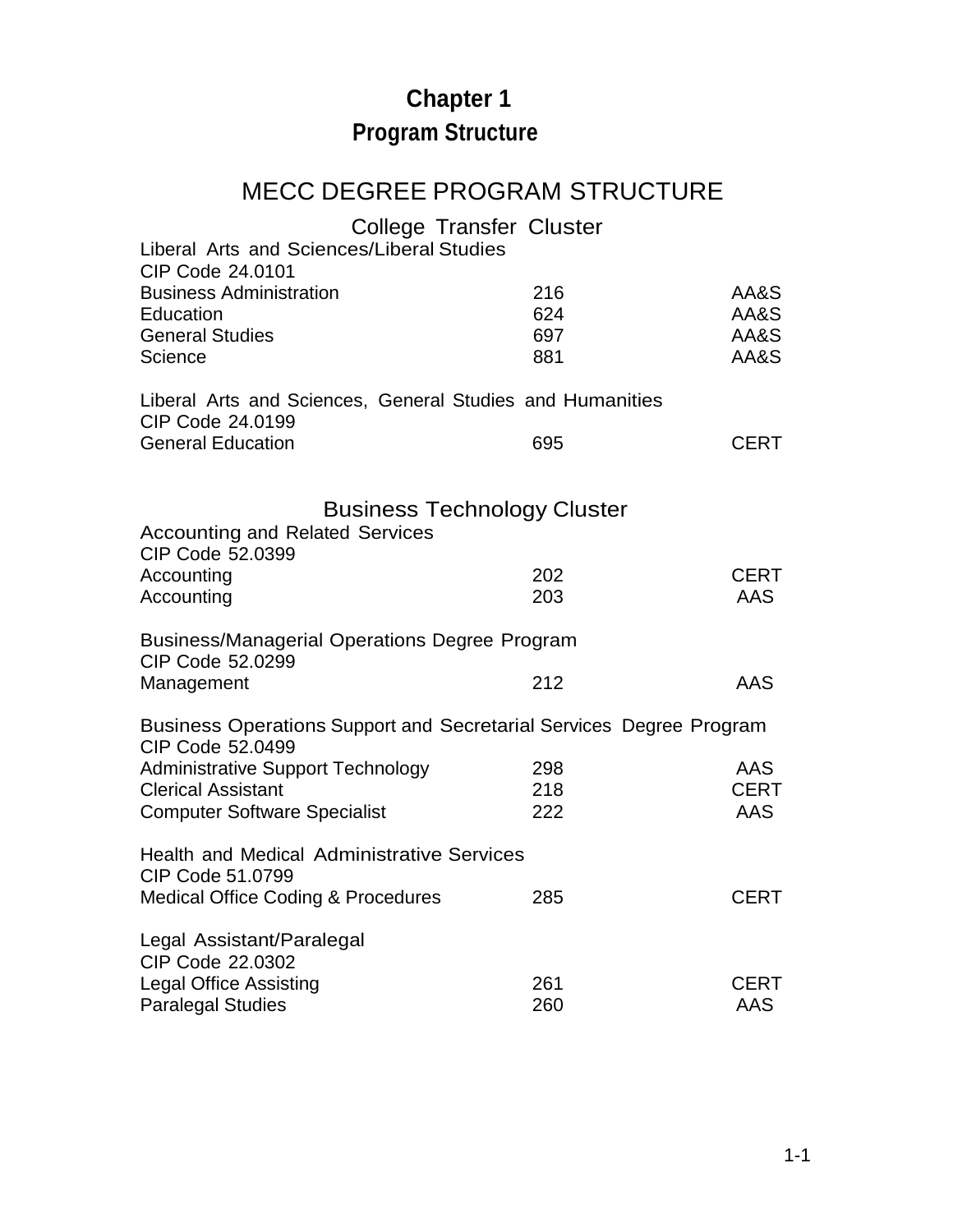# Chapter 1

## Program Structure

## MECC DEGREE PROGRAM STRUCTURE

### College Transfer Cluster

Liberal Arts and Sciences/Liberal Studies
CIP Code 24.0101

| | | |
|---|---|---|
| Business Administration | 216 | AA&S |
| Education | 624 | AA&S |
| General Studies | 697 | AA&S |
| Science | 881 | AA&S |

Liberal Arts and Sciences, General Studies and Humanities
CIP Code 24.0199

| | | |
|---|---|---|
| General Education | 695 | CERT |

### Business Technology Cluster

Accounting and Related Services
CIP Code 52.0399

| | | |
|---|---|---|
| Accounting | 202 | CERT |
| Accounting | 203 | AAS |

Business/Managerial Operations Degree Program
CIP Code 52.0299

| | | |
|---|---|---|
| Management | 212 | AAS |

Business Operations Support and Secretarial Services Degree Program
CIP Code 52.0499

| | | |
|---|---|---|
| Administrative Support Technology | 298 | AAS |
| Clerical Assistant | 218 | CERT |
| Computer Software Specialist | 222 | AAS |

Health and Medical Administrative Services
CIP Code 51.0799

| | | |
|---|---|---|
| Medical Office Coding & Procedures | 285 | CERT |

Legal Assistant/Paralegal
CIP Code 22.0302

| | | |
|---|---|---|
| Legal Office Assisting | 261 | CERT |
| Paralegal Studies | 260 | AAS |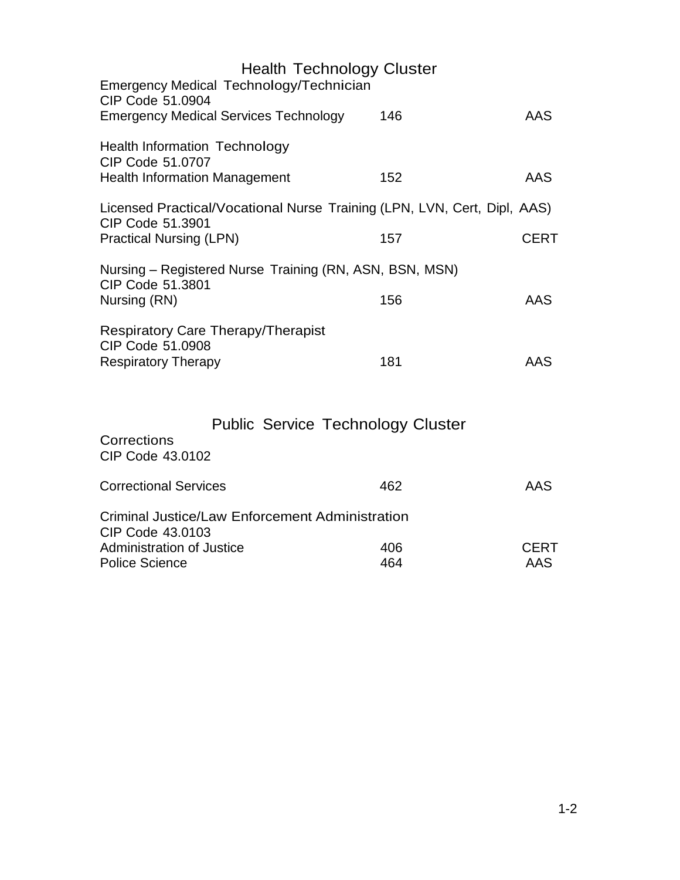## Health Technology Cluster

Emergency Medical Technology/Technician
CIP Code 51.0904

| | | |
|---|---|---|
| Emergency Medical Services Technology | 146 | AAS |

Health Information Technology
CIP Code 51.0707

| | | |
|---|---|---|
| Health Information Management | 152 | AAS |

Licensed Practical/Vocational Nurse Training (LPN, LVN, Cert, Dipl, AAS)
CIP Code 51.3901

| | | |
|---|---|---|
| Practical Nursing (LPN) | 157 | CERT |

Nursing – Registered Nurse Training (RN, ASN, BSN, MSN)
CIP Code 51.3801

| | | |
|---|---|---|
| Nursing (RN) | 156 | AAS |

Respiratory Care Therapy/Therapist
CIP Code 51.0908

| | | |
|---|---|---|
| Respiratory Therapy | 181 | AAS |

## Public Service Technology Cluster

Corrections
CIP Code 43.0102

| | | |
|---|---|---|
| Correctional Services | 462 | AAS |

Criminal Justice/Law Enforcement Administration
CIP Code 43.0103

| | | |
|---|---|---|
| Administration of Justice | 406 | CERT |
| Police Science | 464 | AAS |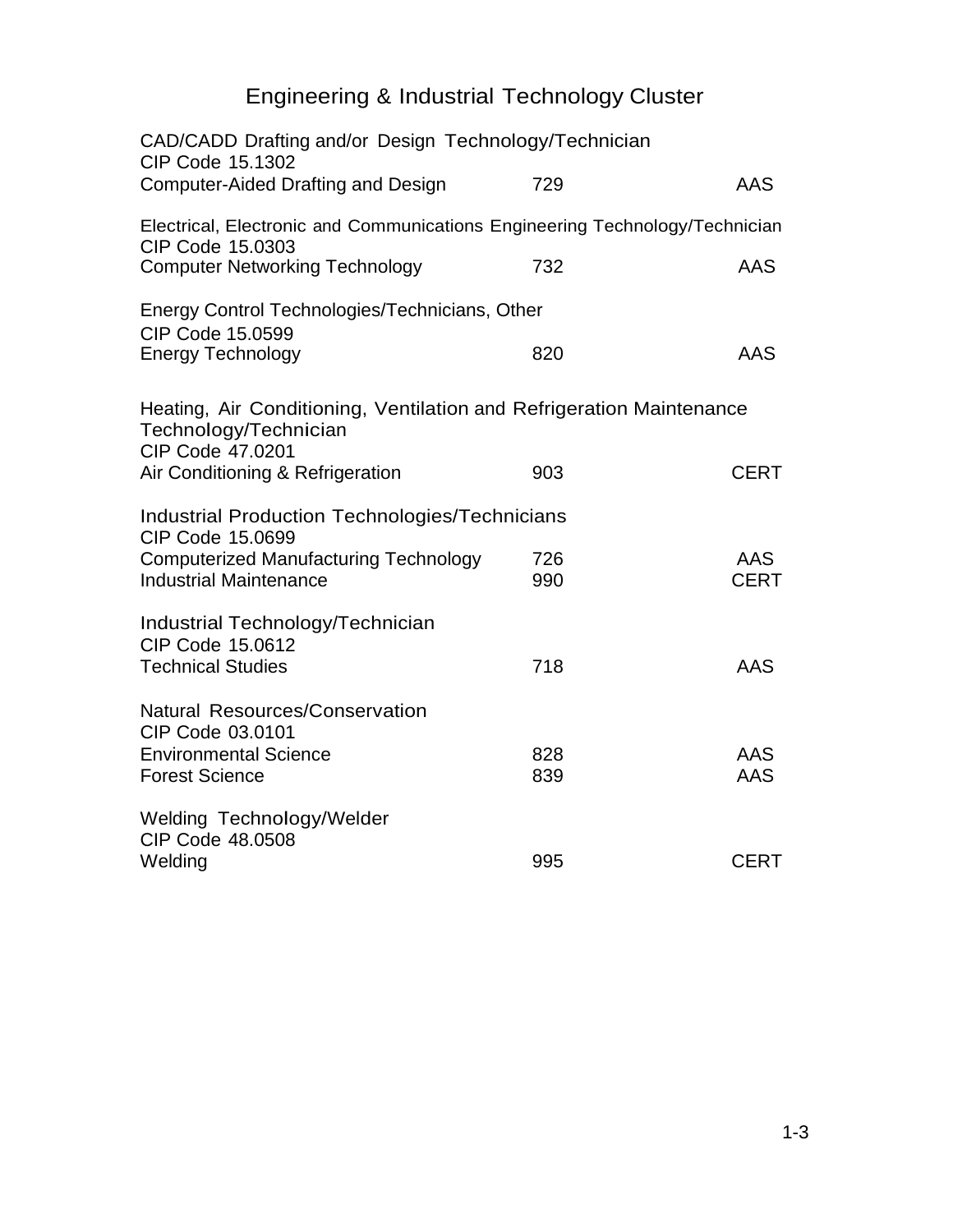# Engineering & Industrial Technology Cluster

CAD/CADD Drafting and/or Design Technology/Technician
CIP Code 15.1302

| | | |
|---|---|---|
| Computer-Aided Drafting and Design | 729 | AAS |

Electrical, Electronic and Communications Engineering Technology/Technician
CIP Code 15.0303

| | | |
|---|---|---|
| Computer Networking Technology | 732 | AAS |

Energy Control Technologies/Technicians, Other
CIP Code 15.0599

| | | |
|---|---|---|
| Energy Technology | 820 | AAS |

Heating, Air Conditioning, Ventilation and Refrigeration Maintenance Technology/Technician
CIP Code 47.0201

| | | |
|---|---|---|
| Air Conditioning & Refrigeration | 903 | CERT |

Industrial Production Technologies/Technicians
CIP Code 15.0699

| | | |
|---|---|---|
| Computerized Manufacturing Technology | 726 | AAS |
| Industrial Maintenance | 990 | CERT |

Industrial Technology/Technician
CIP Code 15.0612

| | | |
|---|---|---|
| Technical Studies | 718 | AAS |

Natural Resources/Conservation
CIP Code 03.0101

| | | |
|---|---|---|
| Environmental Science | 828 | AAS |
| Forest Science | 839 | AAS |

Welding Technology/Welder
CIP Code 48.0508

| | | |
|---|---|---|
| Welding | 995 | CERT |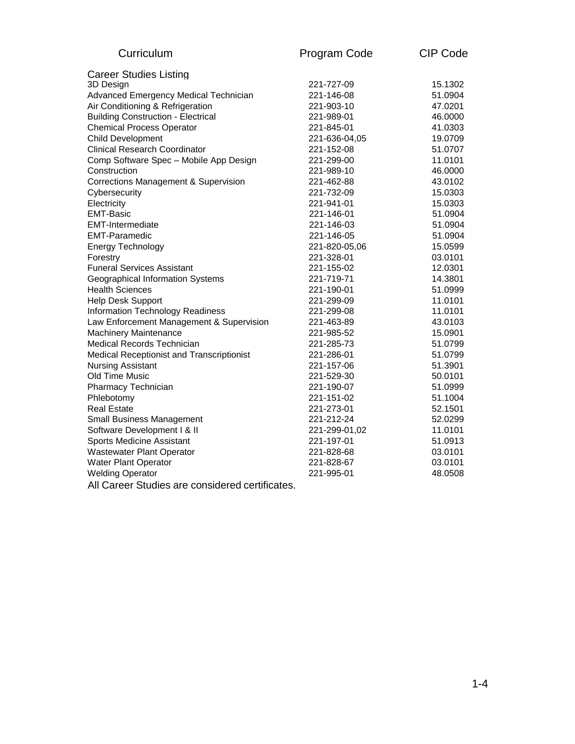| Curriculum | Program Code | CIP Code |
| --- | --- | --- |
| **Career Studies Listing** | | |
| 3D Design | 221-727-09 | 15.1302 |
| Advanced Emergency Medical Technician | 221-146-08 | 51.0904 |
| Air Conditioning & Refrigeration | 221-903-10 | 47.0201 |
| Building Construction - Electrical | 221-989-01 | 46.0000 |
| Chemical Process Operator | 221-845-01 | 41.0303 |
| Child Development | 221-636-04,05 | 19.0709 |
| Clinical Research Coordinator | 221-152-08 | 51.0707 |
| Comp Software Spec – Mobile App Design | 221-299-00 | 11.0101 |
| Construction | 221-989-10 | 46.0000 |
| Corrections Management & Supervision | 221-462-88 | 43.0102 |
| Cybersecurity | 221-732-09 | 15.0303 |
| Electricity | 221-941-01 | 15.0303 |
| EMT-Basic | 221-146-01 | 51.0904 |
| EMT-Intermediate | 221-146-03 | 51.0904 |
| EMT-Paramedic | 221-146-05 | 51.0904 |
| Energy Technology | 221-820-05,06 | 15.0599 |
| Forestry | 221-328-01 | 03.0101 |
| Funeral Services Assistant | 221-155-02 | 12.0301 |
| Geographical Information Systems | 221-719-71 | 14.3801 |
| Health Sciences | 221-190-01 | 51.0999 |
| Help Desk Support | 221-299-09 | 11.0101 |
| Information Technology Readiness | 221-299-08 | 11.0101 |
| Law Enforcement Management & Supervision | 221-463-89 | 43.0103 |
| Machinery Maintenance | 221-985-52 | 15.0901 |
| Medical Records Technician | 221-285-73 | 51.0799 |
| Medical Receptionist and Transcriptionist | 221-286-01 | 51.0799 |
| Nursing Assistant | 221-157-06 | 51.3901 |
| Old Time Music | 221-529-30 | 50.0101 |
| Pharmacy Technician | 221-190-07 | 51.0999 |
| Phlebotomy | 221-151-02 | 51.1004 |
| Real Estate | 221-273-01 | 52.1501 |
| Small Business Management | 221-212-24 | 52.0299 |
| Software Development I & II | 221-299-01,02 | 11.0101 |
| Sports Medicine Assistant | 221-197-01 | 51.0913 |
| Wastewater Plant Operator | 221-828-68 | 03.0101 |
| Water Plant Operator | 221-828-67 | 03.0101 |
| Welding Operator | 221-995-01 | 48.0508 |

All Career Studies are considered certificates.